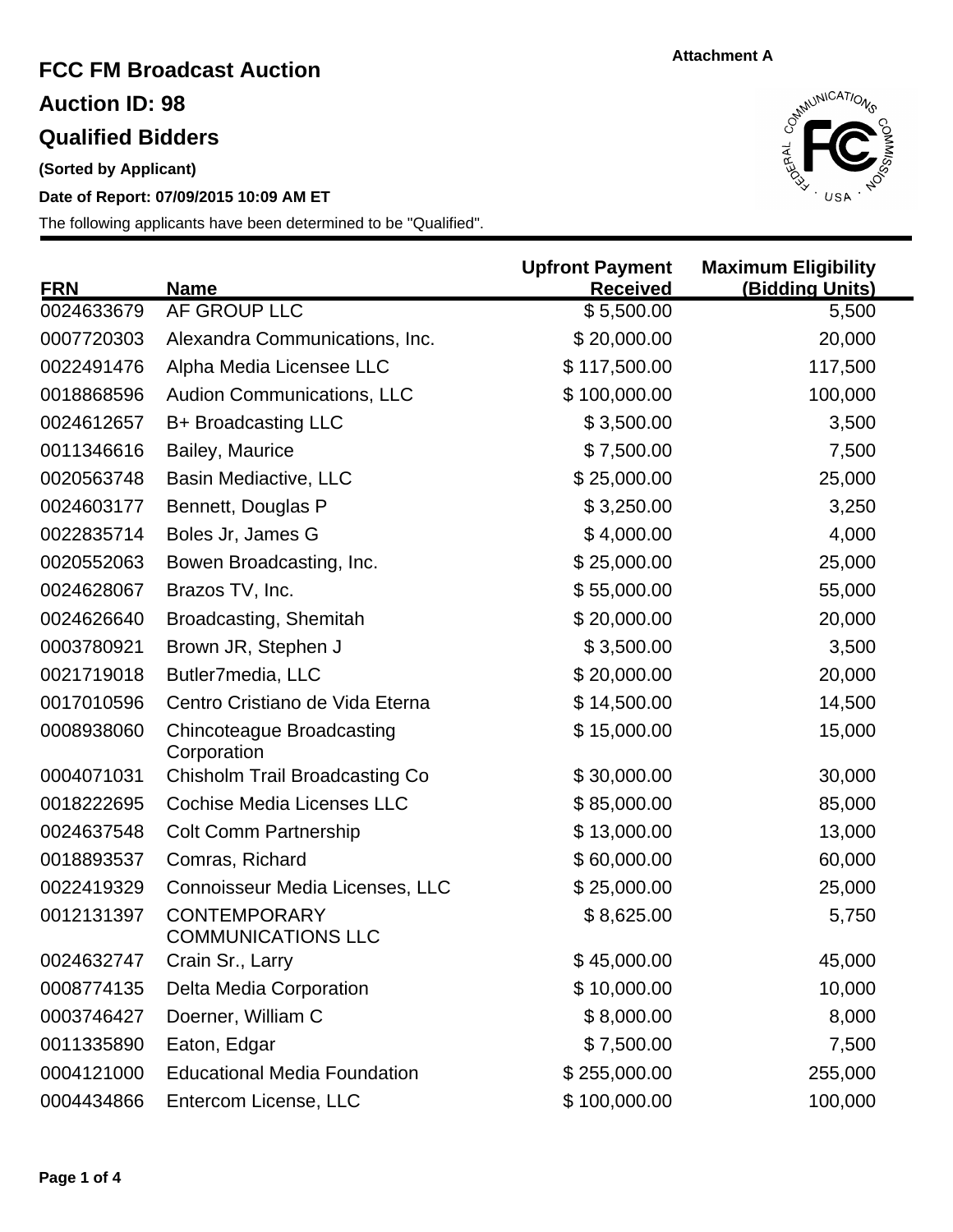Attachment A

# FCC FM Broadcast Auction

## Auction ID: 98

## Qualified Bidders

**(Sorted by Applicant)**

**Date of Report: 07/09/2015 10:09 AM ET**

The following applicants have been determined to be "Qualified".

| FRN | Name | Upfront Payment Received | Maximum Eligibility (Bidding Units) |
|---|---|---|---|
| 0024633679 | AF GROUP LLC | $ 5,500.00 | 5,500 |
| 0007720303 | Alexandra Communications, Inc. | $ 20,000.00 | 20,000 |
| 0022491476 | Alpha Media Licensee LLC | $ 117,500.00 | 117,500 |
| 0018868596 | Audion Communications, LLC | $ 100,000.00 | 100,000 |
| 0024612657 | B+ Broadcasting LLC | $ 3,500.00 | 3,500 |
| 0011346616 | Bailey, Maurice | $ 7,500.00 | 7,500 |
| 0020563748 | Basin Mediactive, LLC | $ 25,000.00 | 25,000 |
| 0024603177 | Bennett, Douglas P | $ 3,250.00 | 3,250 |
| 0022835714 | Boles Jr, James G | $ 4,000.00 | 4,000 |
| 0020552063 | Bowen Broadcasting, Inc. | $ 25,000.00 | 25,000 |
| 0024628067 | Brazos TV, Inc. | $ 55,000.00 | 55,000 |
| 0024626640 | Broadcasting, Shemitah | $ 20,000.00 | 20,000 |
| 0003780921 | Brown JR, Stephen J | $ 3,500.00 | 3,500 |
| 0021719018 | Butler7media, LLC | $ 20,000.00 | 20,000 |
| 0017010596 | Centro Cristiano de Vida Eterna | $ 14,500.00 | 14,500 |
| 0008938060 | Chincoteague Broadcasting Corporation | $ 15,000.00 | 15,000 |
| 0004071031 | Chisholm Trail Broadcasting Co | $ 30,000.00 | 30,000 |
| 0018222695 | Cochise Media Licenses LLC | $ 85,000.00 | 85,000 |
| 0024637548 | Colt Comm Partnership | $ 13,000.00 | 13,000 |
| 0018893537 | Comras, Richard | $ 60,000.00 | 60,000 |
| 0022419329 | Connoisseur Media Licenses, LLC | $ 25,000.00 | 25,000 |
| 0012131397 | CONTEMPORARY COMMUNICATIONS LLC | $ 8,625.00 | 5,750 |
| 0024632747 | Crain Sr., Larry | $ 45,000.00 | 45,000 |
| 0008774135 | Delta Media Corporation | $ 10,000.00 | 10,000 |
| 0003746427 | Doerner, William C | $ 8,000.00 | 8,000 |
| 0011335890 | Eaton, Edgar | $ 7,500.00 | 7,500 |
| 0004121000 | Educational Media Foundation | $ 255,000.00 | 255,000 |
| 0004434866 | Entercom License, LLC | $ 100,000.00 | 100,000 |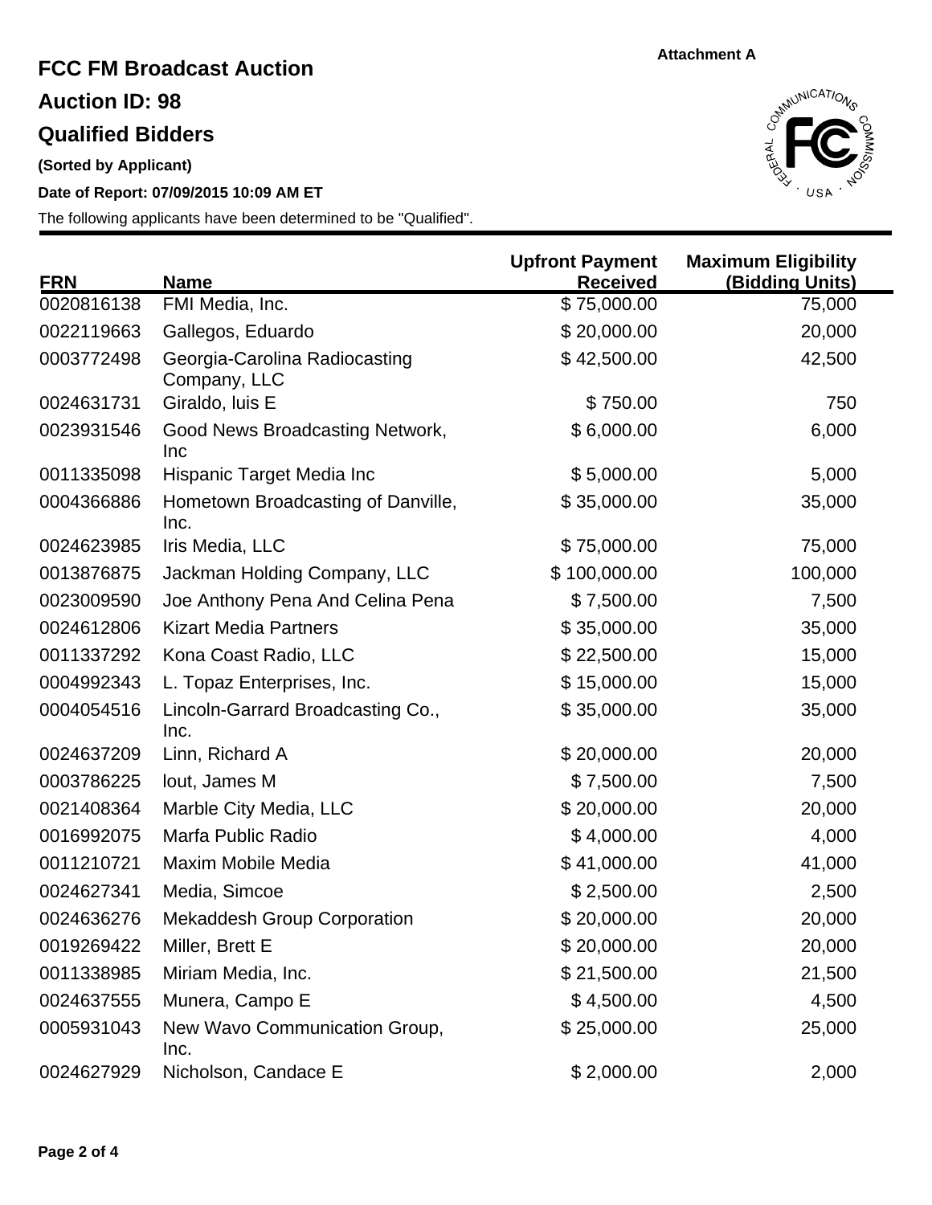Attachment A

# FCC FM Broadcast Auction

## Auction ID: 98

## Qualified Bidders

**(Sorted by Applicant)**

**Date of Report: 07/09/2015 10:09 AM ET**

The following applicants have been determined to be "Qualified".

| FRN | Name | Upfront Payment Received | Maximum Eligibility (Bidding Units) |
|---|---|---|---|
| 0020816138 | FMI Media, Inc. | $ 75,000.00 | 75,000 |
| 0022119663 | Gallegos, Eduardo | $ 20,000.00 | 20,000 |
| 0003772498 | Georgia-Carolina Radiocasting Company, LLC | $ 42,500.00 | 42,500 |
| 0024631731 | Giraldo, luis E | $ 750.00 | 750 |
| 0023931546 | Good News Broadcasting Network, Inc | $ 6,000.00 | 6,000 |
| 0011335098 | Hispanic Target Media Inc | $ 5,000.00 | 5,000 |
| 0004366886 | Hometown Broadcasting of Danville, Inc. | $ 35,000.00 | 35,000 |
| 0024623985 | Iris Media, LLC | $ 75,000.00 | 75,000 |
| 0013876875 | Jackman Holding Company, LLC | $ 100,000.00 | 100,000 |
| 0023009590 | Joe Anthony Pena And Celina Pena | $ 7,500.00 | 7,500 |
| 0024612806 | Kizart Media Partners | $ 35,000.00 | 35,000 |
| 0011337292 | Kona Coast Radio, LLC | $ 22,500.00 | 15,000 |
| 0004992343 | L. Topaz Enterprises, Inc. | $ 15,000.00 | 15,000 |
| 0004054516 | Lincoln-Garrard Broadcasting Co., Inc. | $ 35,000.00 | 35,000 |
| 0024637209 | Linn, Richard A | $ 20,000.00 | 20,000 |
| 0003786225 | lout, James M | $ 7,500.00 | 7,500 |
| 0021408364 | Marble City Media, LLC | $ 20,000.00 | 20,000 |
| 0016992075 | Marfa Public Radio | $ 4,000.00 | 4,000 |
| 0011210721 | Maxim Mobile Media | $ 41,000.00 | 41,000 |
| 0024627341 | Media, Simcoe | $ 2,500.00 | 2,500 |
| 0024636276 | Mekaddesh Group Corporation | $ 20,000.00 | 20,000 |
| 0019269422 | Miller, Brett E | $ 20,000.00 | 20,000 |
| 0011338985 | Miriam Media, Inc. | $ 21,500.00 | 21,500 |
| 0024637555 | Munera, Campo E | $ 4,500.00 | 4,500 |
| 0005931043 | New Wavo Communication Group, Inc. | $ 25,000.00 | 25,000 |
| 0024627929 | Nicholson, Candace E | $ 2,000.00 | 2,000 |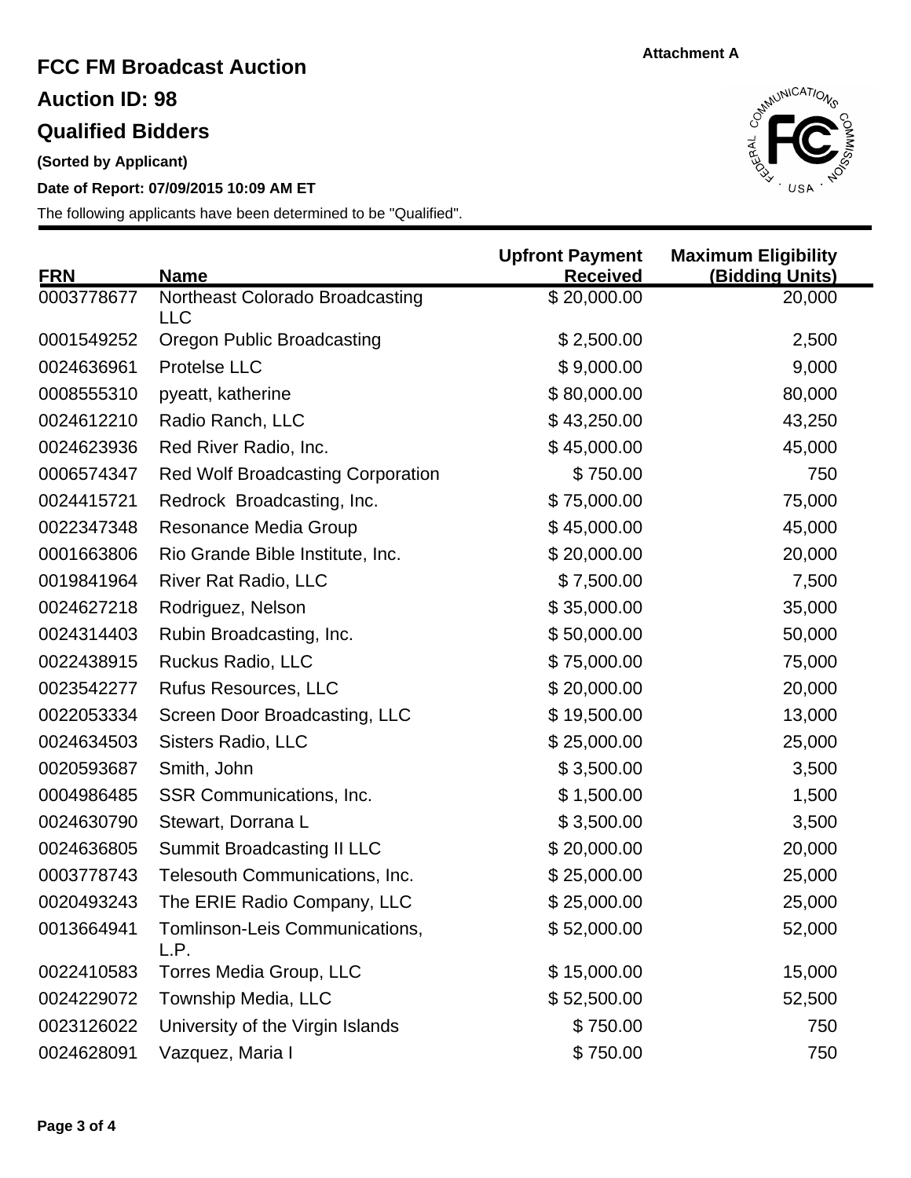**Attachment A**

# FCC FM Broadcast Auction

## Auction ID: 98

## Qualified Bidders

**(Sorted by Applicant)**

**Date of Report: 07/09/2015 10:09 AM ET**

The following applicants have been determined to be "Qualified".

| FRN | Name | Upfront Payment Received | Maximum Eligibility (Bidding Units) |
|---|---|---|---|
| 0003778677 | Northeast Colorado Broadcasting LLC | $ 20,000.00 | 20,000 |
| 0001549252 | Oregon Public Broadcasting | $ 2,500.00 | 2,500 |
| 0024636961 | Protelse LLC | $ 9,000.00 | 9,000 |
| 0008555310 | pyeatt, katherine | $ 80,000.00 | 80,000 |
| 0024612210 | Radio Ranch, LLC | $ 43,250.00 | 43,250 |
| 0024623936 | Red River Radio, Inc. | $ 45,000.00 | 45,000 |
| 0006574347 | Red Wolf Broadcasting Corporation | $ 750.00 | 750 |
| 0024415721 | Redrock Broadcasting, Inc. | $ 75,000.00 | 75,000 |
| 0022347348 | Resonance Media Group | $ 45,000.00 | 45,000 |
| 0001663806 | Rio Grande Bible Institute, Inc. | $ 20,000.00 | 20,000 |
| 0019841964 | River Rat Radio, LLC | $ 7,500.00 | 7,500 |
| 0024627218 | Rodriguez, Nelson | $ 35,000.00 | 35,000 |
| 0024314403 | Rubin Broadcasting, Inc. | $ 50,000.00 | 50,000 |
| 0022438915 | Ruckus Radio, LLC | $ 75,000.00 | 75,000 |
| 0023542277 | Rufus Resources, LLC | $ 20,000.00 | 20,000 |
| 0022053334 | Screen Door Broadcasting, LLC | $ 19,500.00 | 13,000 |
| 0024634503 | Sisters Radio, LLC | $ 25,000.00 | 25,000 |
| 0020593687 | Smith, John | $ 3,500.00 | 3,500 |
| 0004986485 | SSR Communications, Inc. | $ 1,500.00 | 1,500 |
| 0024630790 | Stewart, Dorrana L | $ 3,500.00 | 3,500 |
| 0024636805 | Summit Broadcasting II LLC | $ 20,000.00 | 20,000 |
| 0003778743 | Telesouth Communications, Inc. | $ 25,000.00 | 25,000 |
| 0020493243 | The ERIE Radio Company, LLC | $ 25,000.00 | 25,000 |
| 0013664941 | Tomlinson-Leis Communications, L.P. | $ 52,000.00 | 52,000 |
| 0022410583 | Torres Media Group, LLC | $ 15,000.00 | 15,000 |
| 0024229072 | Township Media, LLC | $ 52,500.00 | 52,500 |
| 0023126022 | University of the Virgin Islands | $ 750.00 | 750 |
| 0024628091 | Vazquez, Maria I | $ 750.00 | 750 |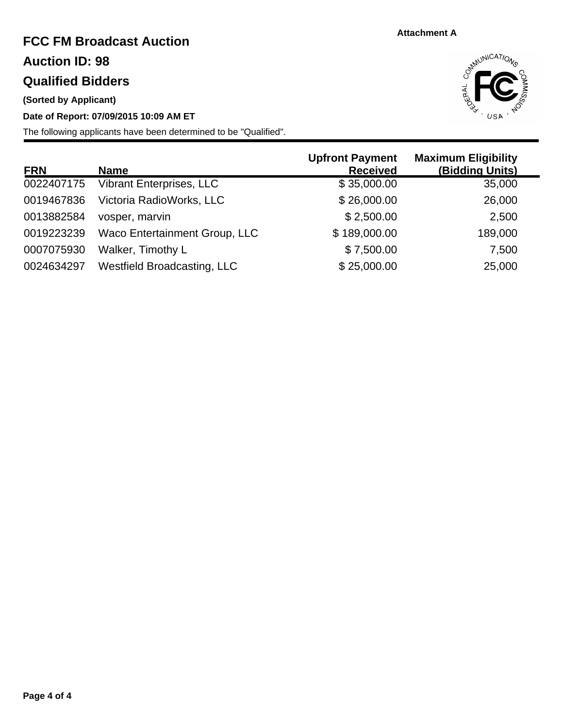**Attachment A**

# FCC FM Broadcast Auction

## Auction ID: 98

## Qualified Bidders

**(Sorted by Applicant)**

**Date of Report: 07/09/2015 10:09 AM ET**

The following applicants have been determined to be "Qualified".

| FRN | Name | Upfront Payment Received | Maximum Eligibility (Bidding Units) |
|---|---|---|---|
| 0022407175 | Vibrant Enterprises, LLC | $ 35,000.00 | 35,000 |
| 0019467836 | Victoria RadioWorks, LLC | $ 26,000.00 | 26,000 |
| 0013882584 | vosper, marvin | $ 2,500.00 | 2,500 |
| 0019223239 | Waco Entertainment Group, LLC | $ 189,000.00 | 189,000 |
| 0007075930 | Walker, Timothy L | $ 7,500.00 | 7,500 |
| 0024634297 | Westfield Broadcasting, LLC | $ 25,000.00 | 25,000 |